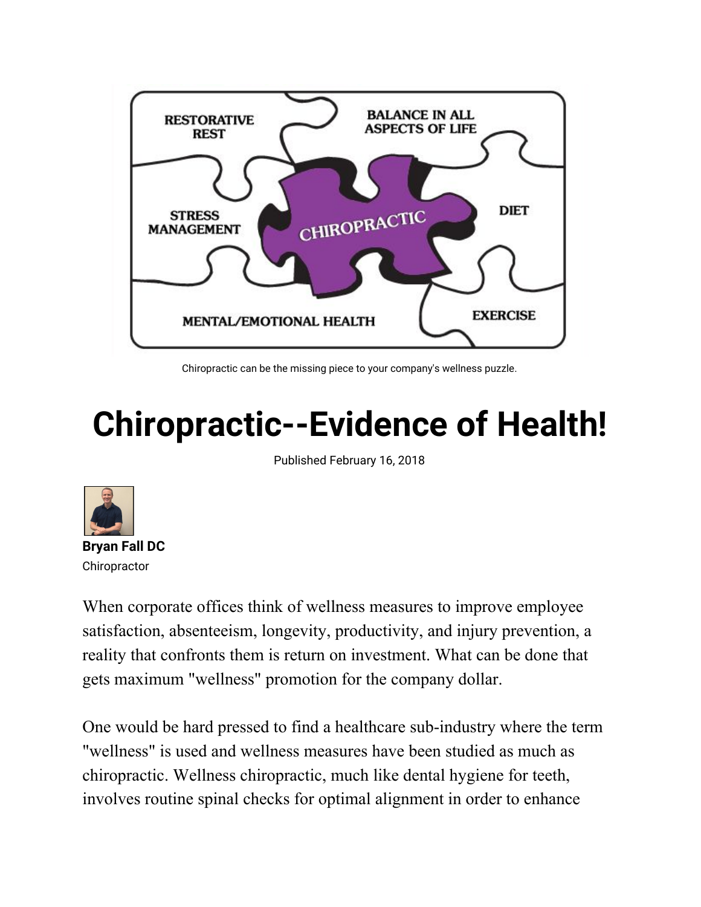Chiropractic can be the missing piece to your company's wellness puzzle.

# Chiropractic--Evidence of Health!

Published February 16, 2018

**Bryan Fall DC**
Chiropractor

When corporate offices think of wellness measures to improve employee satisfaction, absenteeism, longevity, productivity, and injury prevention, a reality that confronts them is return on investment. What can be done that gets maximum "wellness" promotion for the company dollar.

One would be hard pressed to find a healthcare sub-industry where the term "wellness" is used and wellness measures have been studied as much as chiropractic. Wellness chiropractic, much like dental hygiene for teeth, involves routine spinal checks for optimal alignment in order to enhance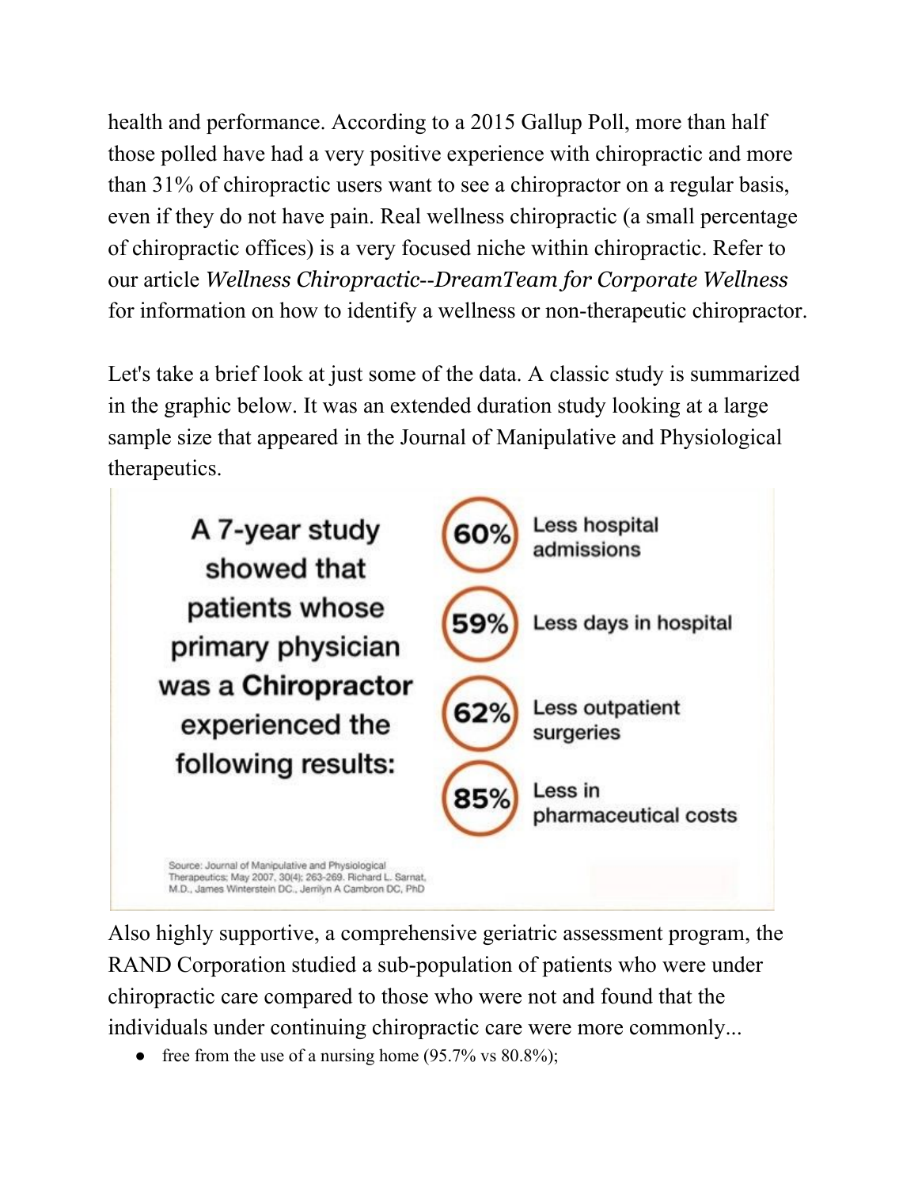health and performance. According to a 2015 Gallup Poll, more than half those polled have had a very positive experience with chiropractic and more than 31% of chiropractic users want to see a chiropractor on a regular basis, even if they do not have pain. Real wellness chiropractic (a small percentage of chiropractic offices) is a very focused niche within chiropractic. Refer to our article *Wellness Chiropractic--DreamTeam for Corporate Wellness* for information on how to identify a wellness or non-therapeutic chiropractor.

Let's take a brief look at just some of the data. A classic study is summarized in the graphic below. It was an extended duration study looking at a large sample size that appeared in the Journal of Manipulative and Physiological therapeutics.

A 7-year study showed that patients whose primary physician was a **Chiropractor** experienced the following results:

- **60%** Less hospital admissions
- **59%** Less days in hospital
- **62%** Less outpatient surgeries
- **85%** Less in pharmaceutical costs

Source: Journal of Manipulative and Physiological Therapeutics; May 2007, 30(4): 263-269. Richard L. Sarnat, M.D., James Winterstein DC., Jerrilyn A Cambron DC, PhD

Also highly supportive, a comprehensive geriatric assessment program, the RAND Corporation studied a sub-population of patients who were under chiropractic care compared to those who were not and found that the individuals under continuing chiropractic care were more commonly...

- free from the use of a nursing home (95.7% vs 80.8%);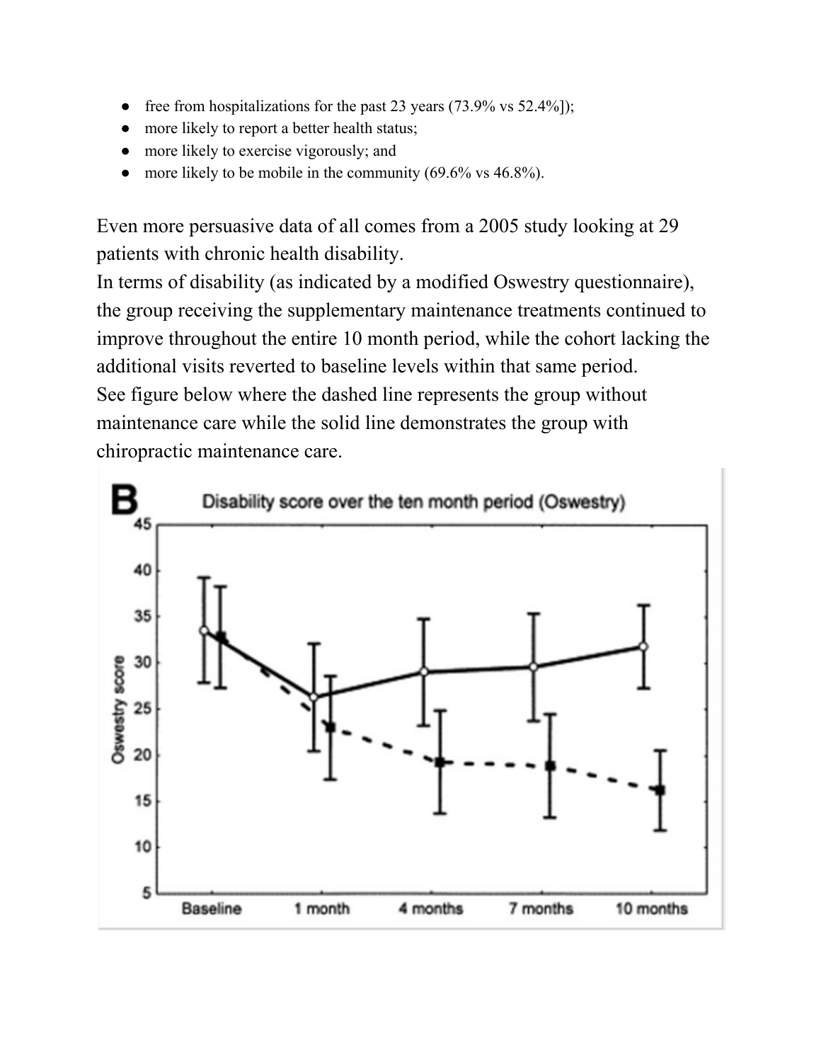- free from hospitalizations for the past 23 years (73.9% vs 52.4%]);
- more likely to report a better health status;
- more likely to exercise vigorously; and
- more likely to be mobile in the community (69.6% vs 46.8%).

Even more persuasive data of all comes from a 2005 study looking at 29 patients with chronic health disability.
In terms of disability (as indicated by a modified Oswestry questionnaire), the group receiving the supplementary maintenance treatments continued to improve throughout the entire 10 month period, while the cohort lacking the additional visits reverted to baseline levels within that same period.
See figure below where the dashed line represents the group without maintenance care while the solid line demonstrates the group with chiropractic maintenance care.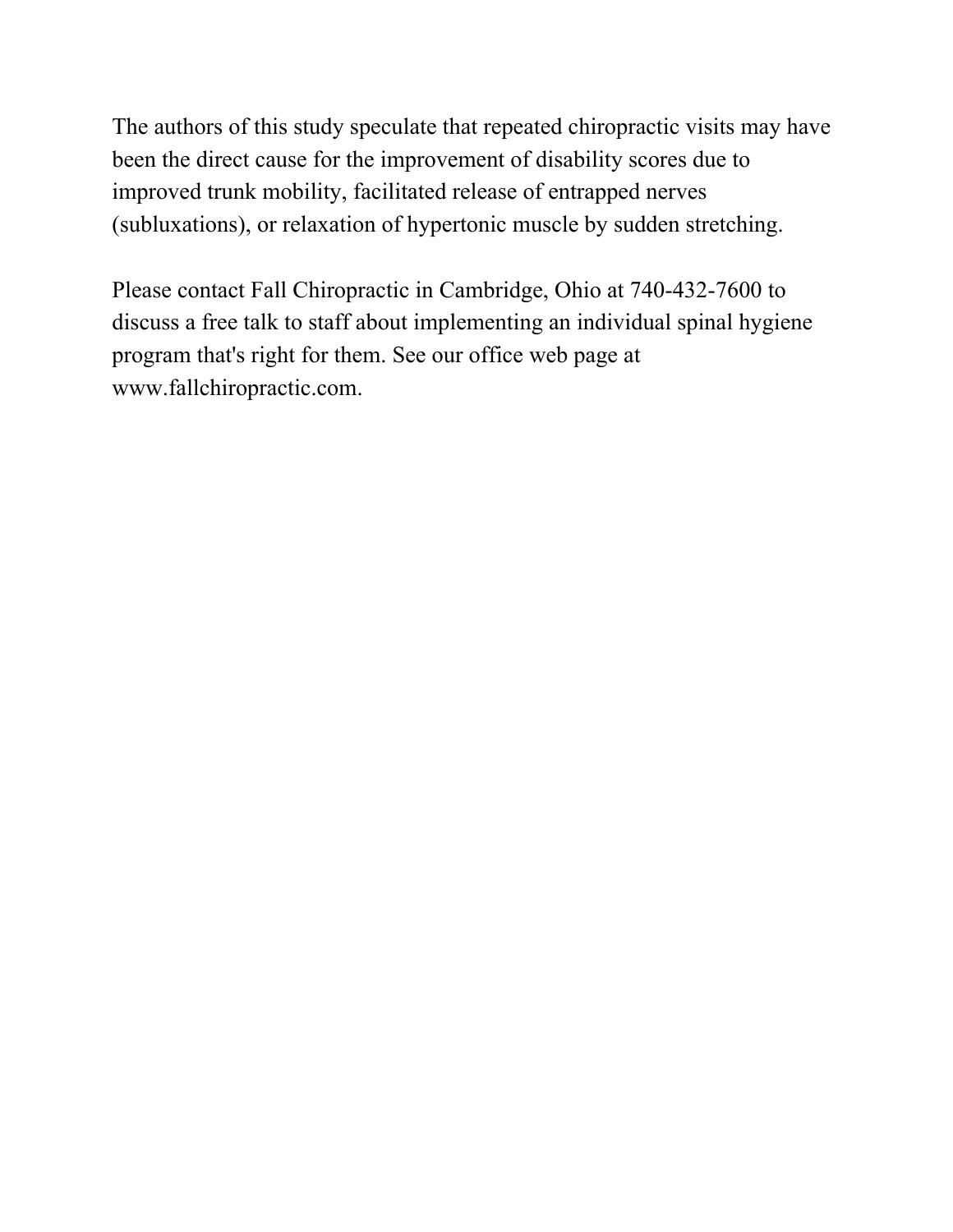The authors of this study speculate that repeated chiropractic visits may have been the direct cause for the improvement of disability scores due to improved trunk mobility, facilitated release of entrapped nerves (subluxations), or relaxation of hypertonic muscle by sudden stretching.

Please contact Fall Chiropractic in Cambridge, Ohio at 740-432-7600 to discuss a free talk to staff about implementing an individual spinal hygiene program that's right for them. See our office web page at www.fallchiropractic.com.